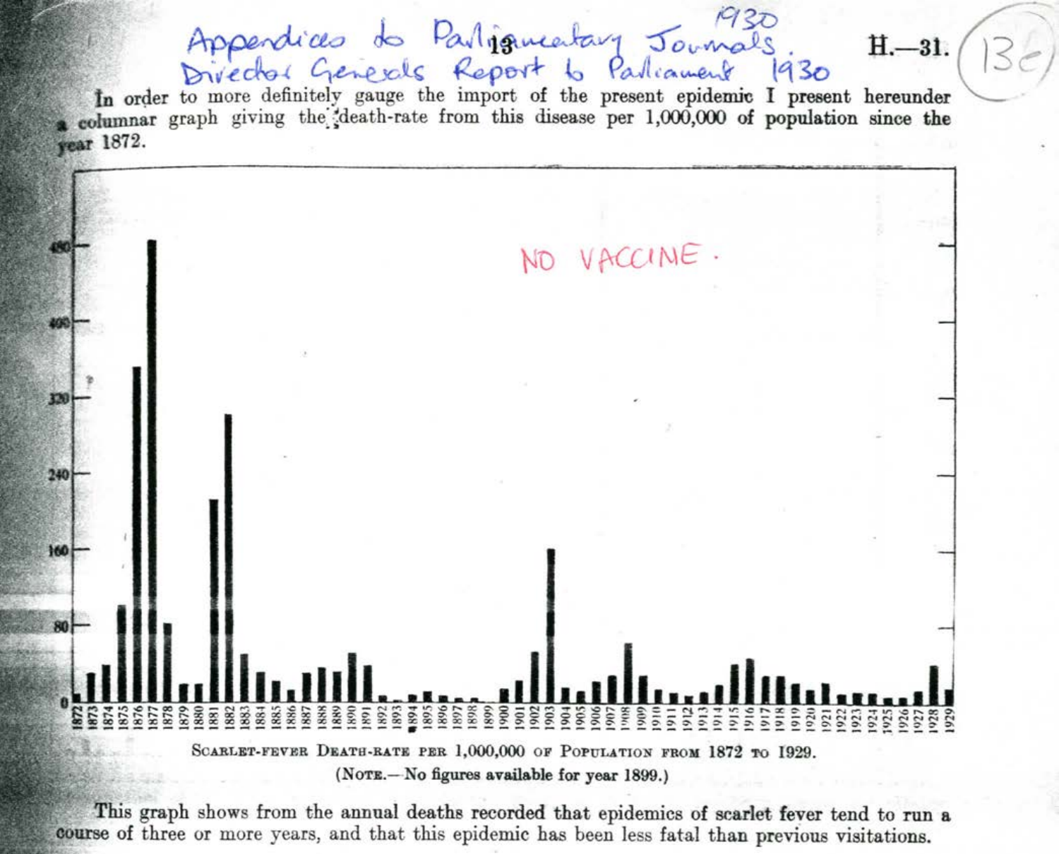Appendices to Parliamentary Journals 1930
Director Generals Report to Parliament 1930

In order to more definitely gauge the import of the present epidemic I present hereunder a columnar graph giving the death-rate from this disease per 1,000,000 of population since the year 1872.

NO VACCINE.

SCARLET-FEVER DEATH-RATE PER 1,000,000 OF POPULATION FROM 1872 TO 1929.

(NOTE.—No figures available for year 1899.)

This graph shows from the annual deaths recorded that epidemics of scarlet fever tend to run a course of three or more years, and that this epidemic has been less fatal than previous visitations.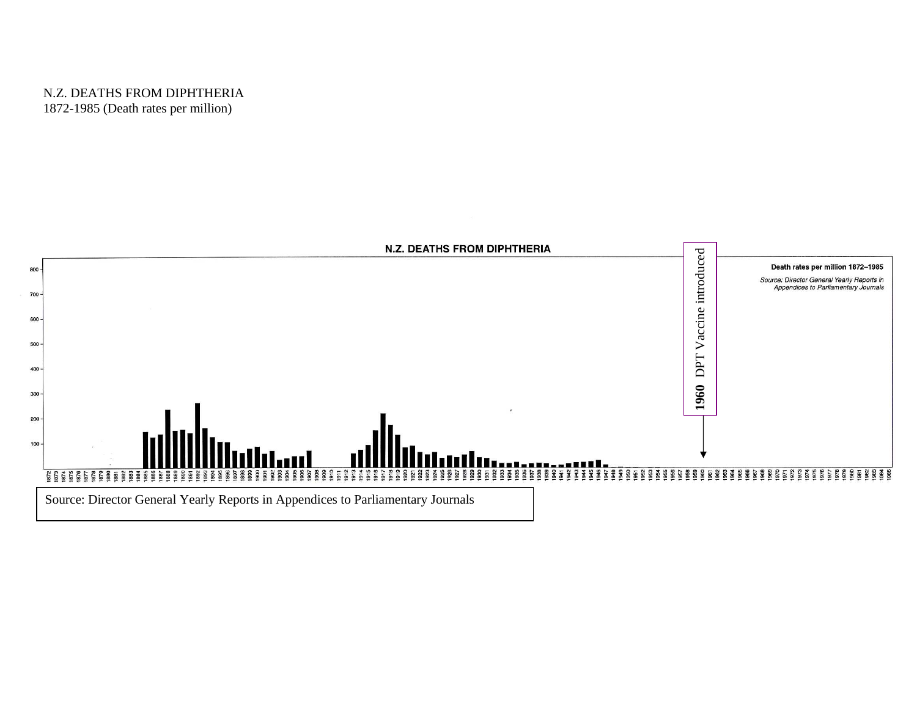N.Z. DEATHS FROM DIPHTHERIA
1872-1985 (Death rates per million)

N.Z. DEATHS FROM DIPHTHERIA

Death rates per million 1872–1985

*Source: Director General Yearly Reports in Appendices to Parliamentary Journals*

**1960** DPT Vaccine introduced

Source: Director General Yearly Reports in Appendices to Parliamentary Journals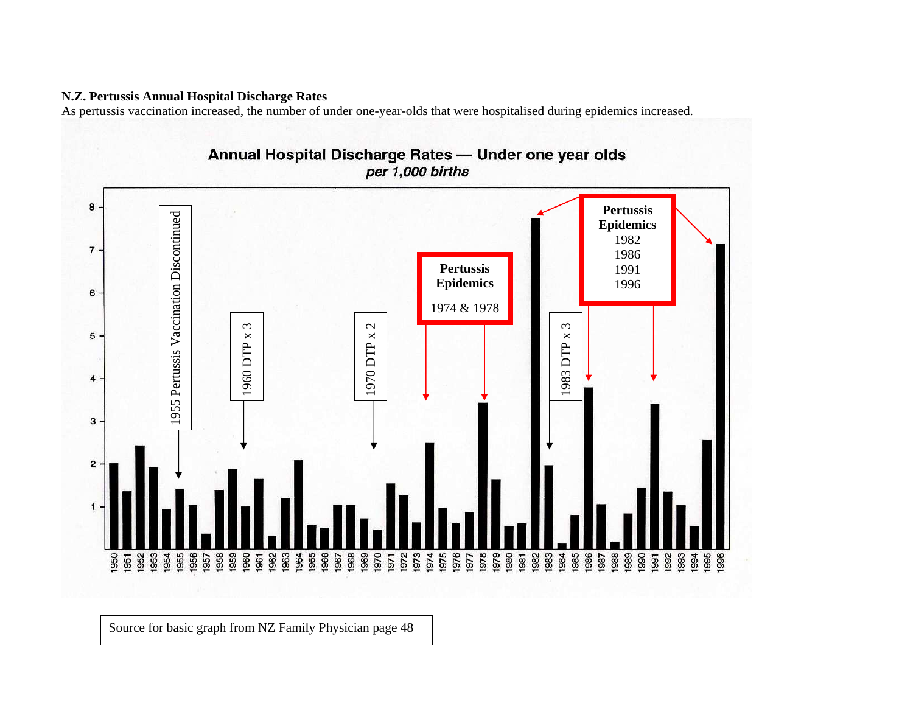**N.Z. Pertussis Annual Hospital Discharge Rates**

As pertussis vaccination increased, the number of under one-year-olds that were hospitalised during epidemics increased.

**Annual Hospital Discharge Rates — Under one year olds**
*per 1,000 births*

1955 Pertussis Vaccination Discontinued

1960 DTP x 3

1970 DTP x 2

**Pertussis Epidemics**
1974 & 1978

1983 DTP x 3

**Pertussis Epidemics**
1982
1986
1991
1996

Source for basic graph from NZ Family Physician page 48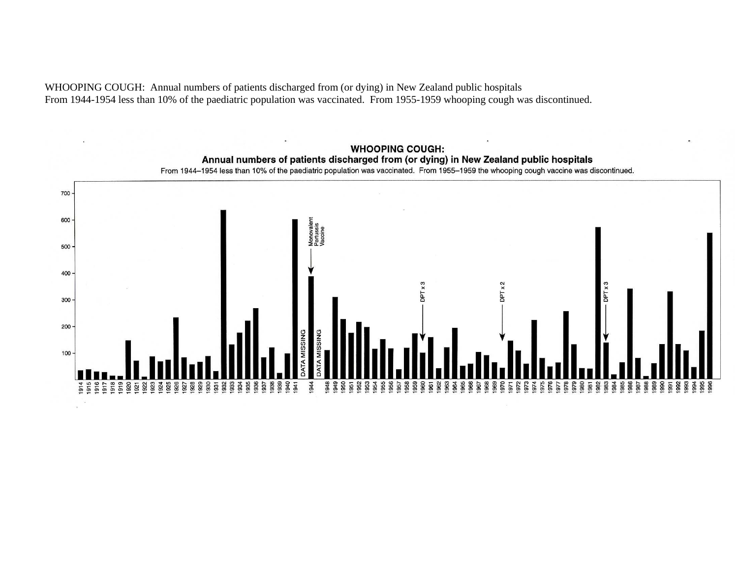WHOOPING COUGH: Annual numbers of patients discharged from (or dying) in New Zealand public hospitals
From 1944-1954 less than 10% of the paediatric population was vaccinated. From 1955-1959 whooping cough was discontinued.

**WHOOPING COUGH:**
**Annual numbers of patients discharged from (or dying) in New Zealand public hospitals**
From 1944–1954 less than 10% of the paediatric population was vaccinated. From 1955–1959 the whooping cough vaccine was discontinued.

Monovalent Pertussis Vaccine

DPT x 3

DPT x 2

DPT x 3

DATA MISSING

DATA MISSING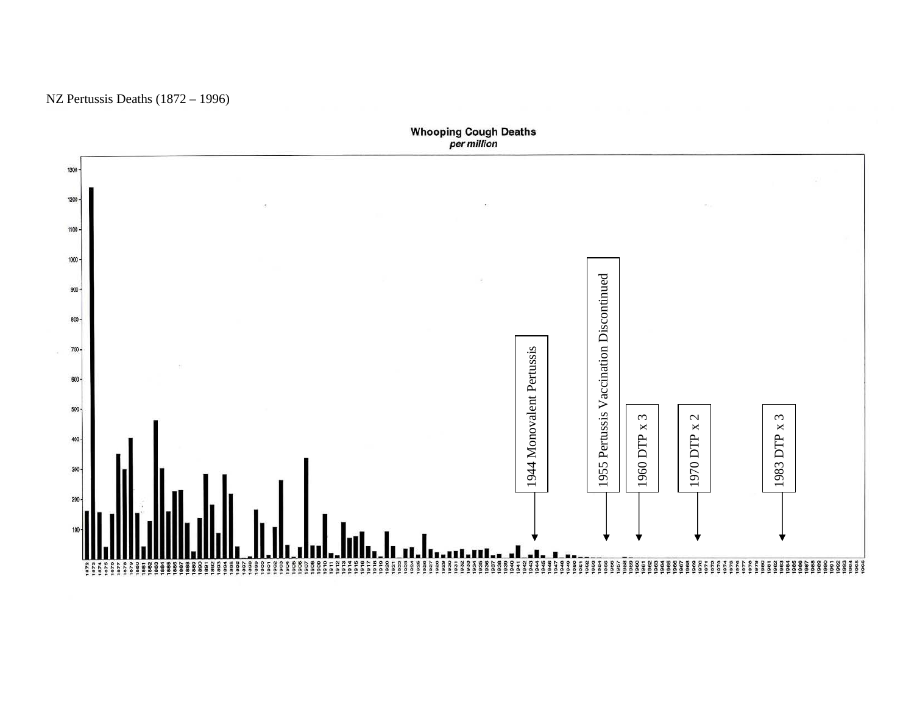NZ Pertussis Deaths (1872 – 1996)

**Whooping Cough Deaths**
*per million*

1944 Monovalent Pertussis

1955 Pertussis Vaccination Discontinued

1960 DTP x 3

1970 DTP x 2

1983 DTP x 3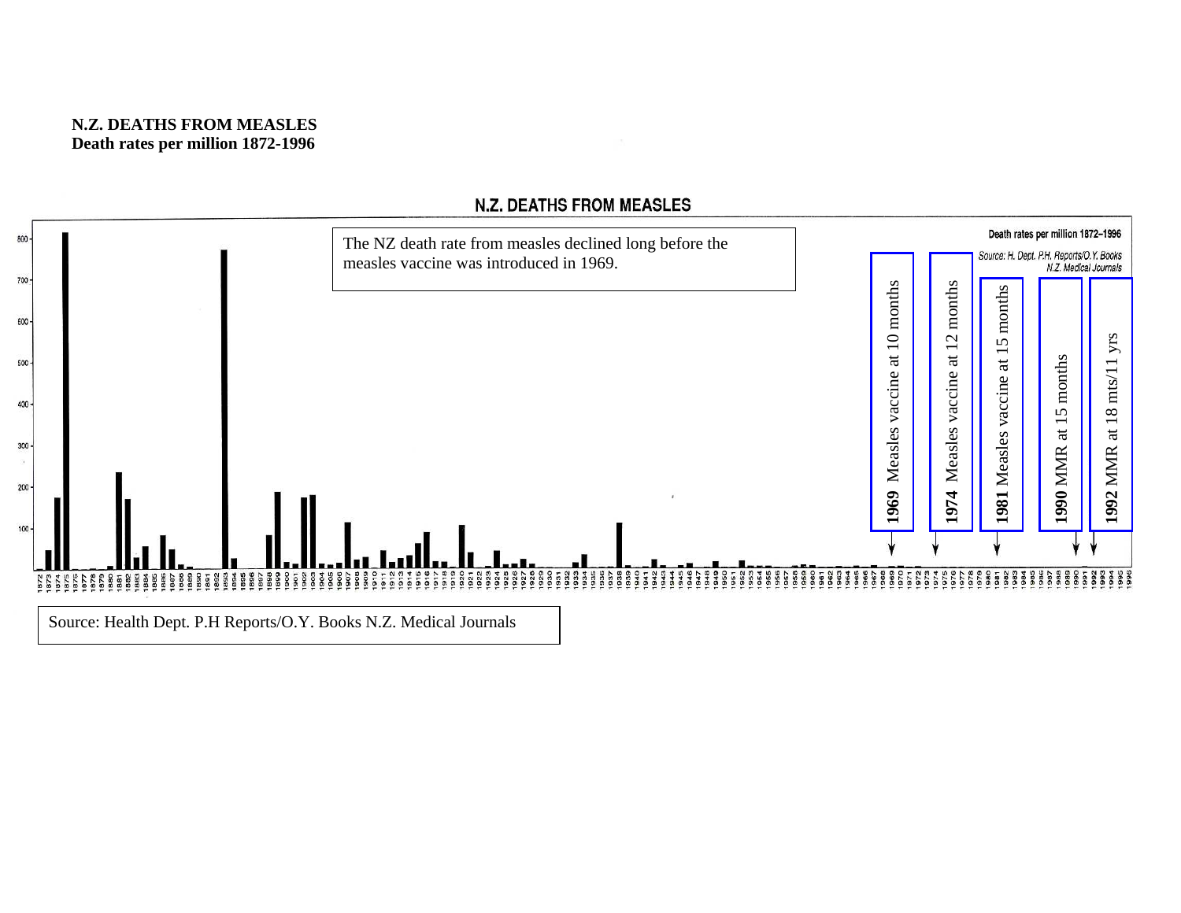**N.Z. DEATHS FROM MEASLES**
**Death rates per million 1872-1996**

N.Z. DEATHS FROM MEASLES

Death rates per million 1872–1996

Source: H. Dept. P.H. Reports/O.Y. Books N.Z. Medical Journals

The NZ death rate from measles declined long before the measles vaccine was introduced in 1969.

**1969** Measles vaccine at 10 months

**1974** Measles vaccine at 12 months

**1981** Measles vaccine at 15 months

**1990** MMR at 15 months

**1992** MMR at 18 mts/11 yrs

Source: Health Dept. P.H Reports/O.Y. Books N.Z. Medical Journals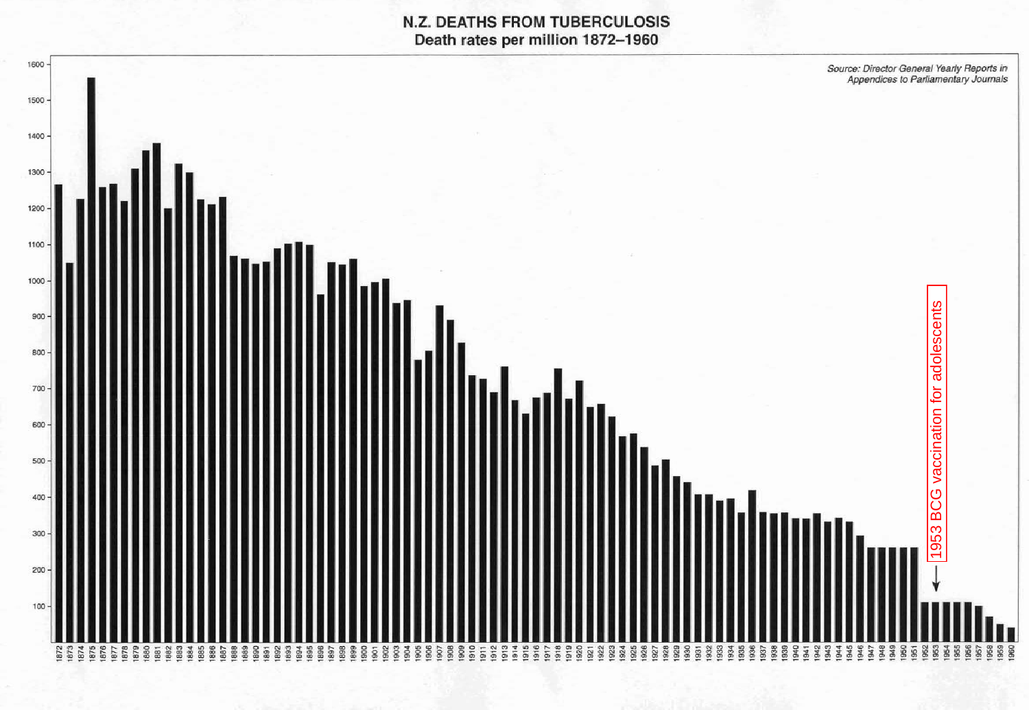# N.Z. DEATHS FROM TUBERCULOSIS

## Death rates per million 1872–1960

*Source: Director General Yearly Reports in Appendices to Parliamentary Journals*

1600
1500
1400
1300
1200
1100
1000
900
800
700
600
500
400
300
200
100

1872 1873 1874 1875 1876 1877 1878 1879 1880 1881 1882 1883 1884 1885 1886 1887 1888 1889 1890 1891 1892 1893 1894 1895 1896 1897 1898 1899 1900 1901 1902 1903 1904 1905 1906 1907 1908 1909 1910 1911 1912 1913 1914 1915 1916 1917 1918 1919 1920 1921 1922 1923 1924 1925 1926 1927 1928 1929 1930 1931 1932 1933 1934 1935 1936 1937 1938 1939 1940 1941 1942 1943 1944 1945 1946 1947 1948 1949 1950 1951 1952 1953 1954 1955 1956 1957 1958 1959 1960

1953 BCG vaccination for adolescents